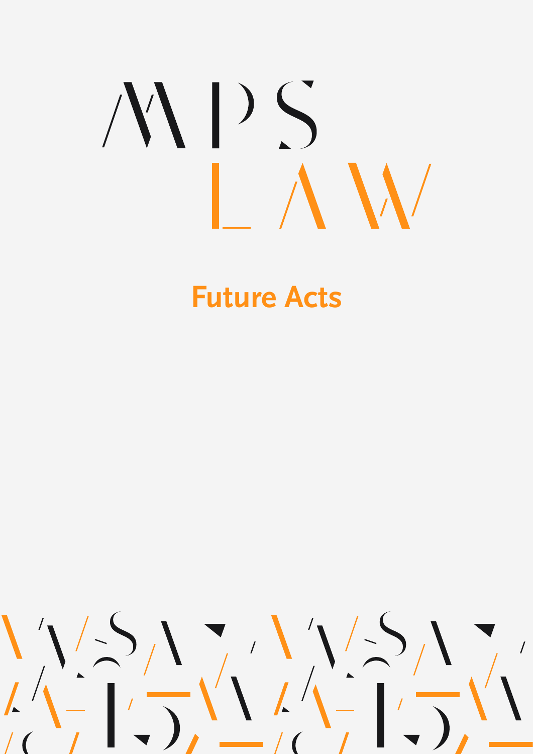MPS LAW

# Future Acts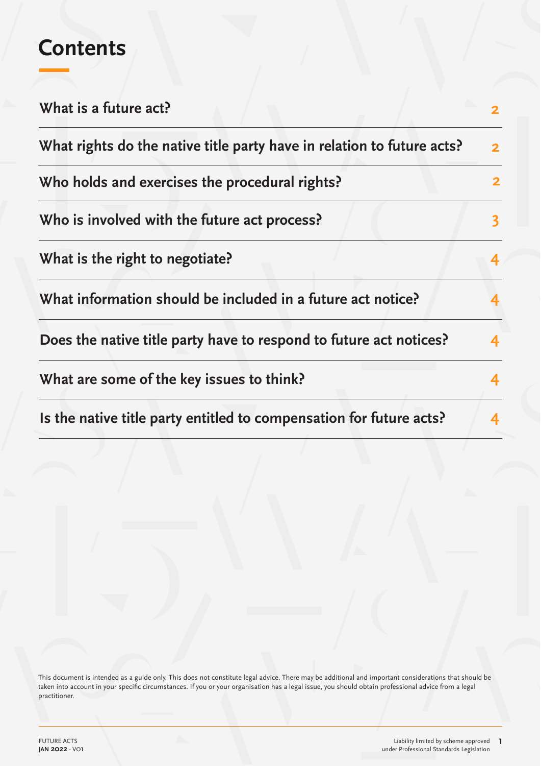# Contents

| | |
|---|---|
| **What is a future act?** | 2 |
| **What rights do the native title party have in relation to future acts?** | 2 |
| **Who holds and exercises the procedural rights?** | 2 |
| **Who is involved with the future act process?** | 3 |
| **What is the right to negotiate?** | 4 |
| **What information should be included in a future act notice?** | 4 |
| **Does the native title party have to respond to future act notices?** | 4 |
| **What are some of the key issues to think?** | 4 |
| **Is the native title party entitled to compensation for future acts?** | 4 |

This document is intended as a guide only. This does not constitute legal advice. There may be additional and important considerations that should be taken into account in your specific circumstances. If you or your organisation has a legal issue, you should obtain professional advice from a legal practitioner.

Liability limited by scheme approved under Professional Standards Legislation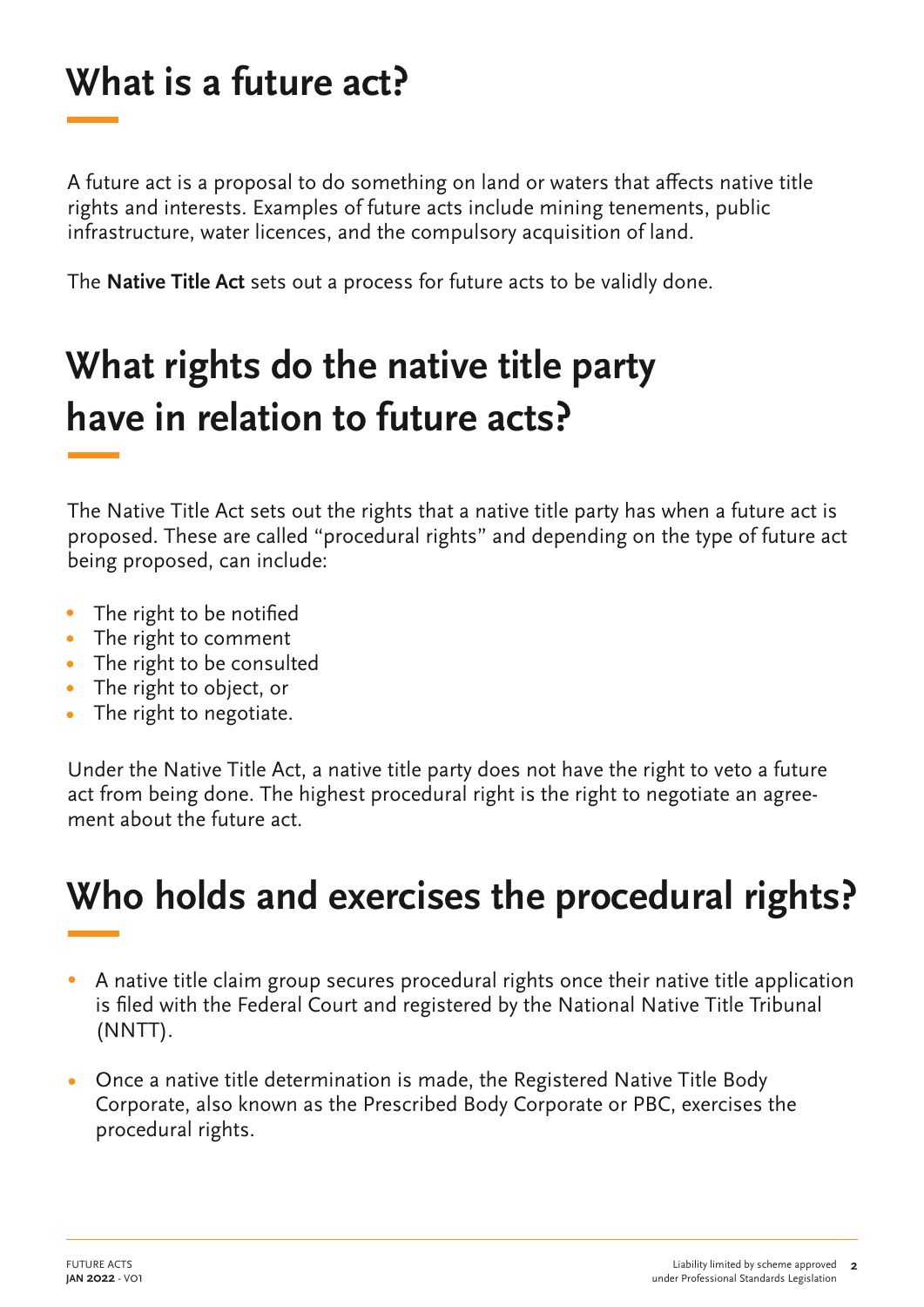# What is a future act?

A future act is a proposal to do something on land or waters that affects native title rights and interests. Examples of future acts include mining tenements, public infrastructure, water licences, and the compulsory acquisition of land.

The **Native Title Act** sets out a process for future acts to be validly done.

# What rights do the native title party have in relation to future acts?

The Native Title Act sets out the rights that a native title party has when a future act is proposed. These are called "procedural rights" and depending on the type of future act being proposed, can include:

- The right to be notified
- The right to comment
- The right to be consulted
- The right to object, or
- The right to negotiate.

Under the Native Title Act, a native title party does not have the right to veto a future act from being done. The highest procedural right is the right to negotiate an agreement about the future act.

# Who holds and exercises the procedural rights?

- A native title claim group secures procedural rights once their native title application is filed with the Federal Court and registered by the National Native Title Tribunal (NNTT).
- Once a native title determination is made, the Registered Native Title Body Corporate, also known as the Prescribed Body Corporate or PBC, exercises the procedural rights.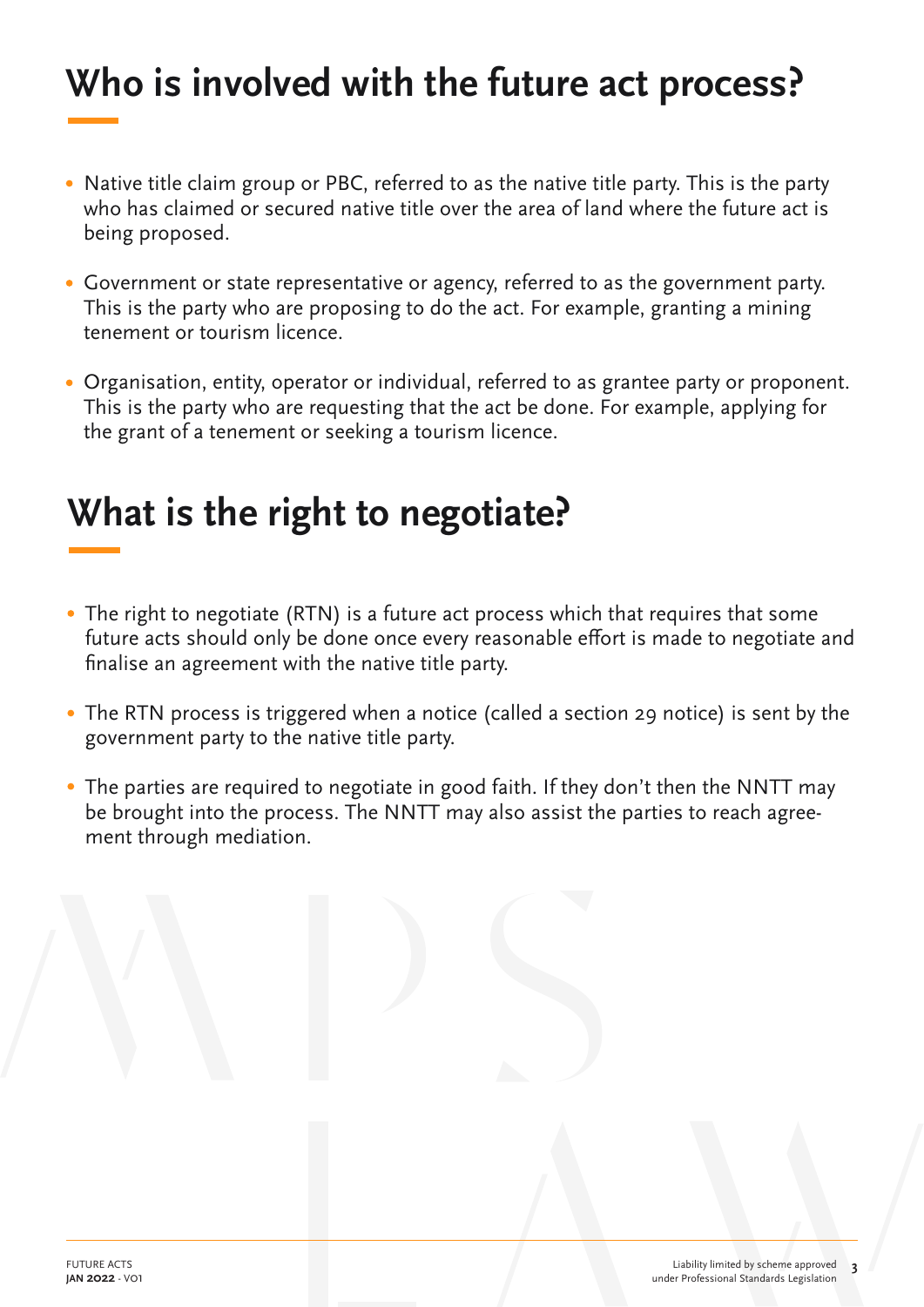# Who is involved with the future act process?

- Native title claim group or PBC, referred to as the native title party. This is the party who has claimed or secured native title over the area of land where the future act is being proposed.
- Government or state representative or agency, referred to as the government party. This is the party who are proposing to do the act. For example, granting a mining tenement or tourism licence.
- Organisation, entity, operator or individual, referred to as grantee party or proponent. This is the party who are requesting that the act be done. For example, applying for the grant of a tenement or seeking a tourism licence.

# What is the right to negotiate?

- The right to negotiate (RTN) is a future act process which that requires that some future acts should only be done once every reasonable effort is made to negotiate and finalise an agreement with the native title party.
- The RTN process is triggered when a notice (called a section 29 notice) is sent by the government party to the native title party.
- The parties are required to negotiate in good faith. If they don't then the NNTT may be brought into the process. The NNTT may also assist the parties to reach agreement through mediation.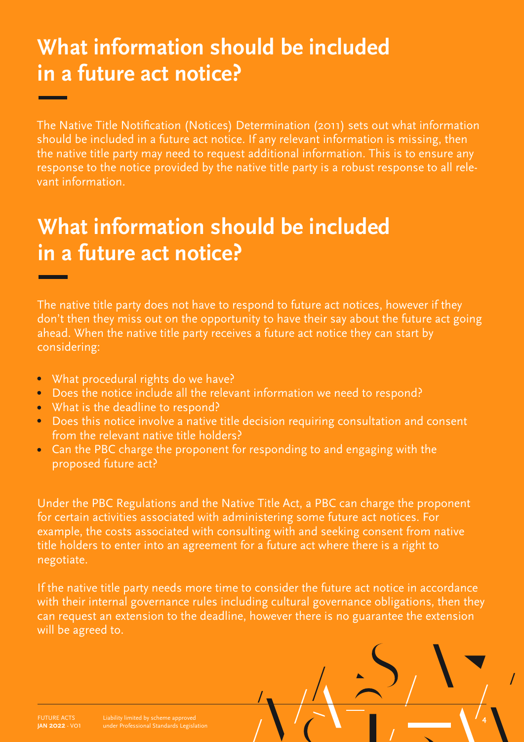# What information should be included in a future act notice?

The Native Title Notification (Notices) Determination (2011) sets out what information should be included in a future act notice. If any relevant information is missing, then the native title party may need to request additional information. This is to ensure any response to the notice provided by the native title party is a robust response to all relevant information.

# What information should be included in a future act notice?

The native title party does not have to respond to future act notices, however if they don't then they miss out on the opportunity to have their say about the future act going ahead. When the native title party receives a future act notice they can start by considering:

- What procedural rights do we have?
- Does the notice include all the relevant information we need to respond?
- What is the deadline to respond?
- Does this notice involve a native title decision requiring consultation and consent from the relevant native title holders?
- Can the PBC charge the proponent for responding to and engaging with the proposed future act?

Under the PBC Regulations and the Native Title Act, a PBC can charge the proponent for certain activities associated with administering some future act notices. For example, the costs associated with consulting with and seeking consent from native title holders to enter into an agreement for a future act where there is a right to negotiate.

If the native title party needs more time to consider the future act notice in accordance with their internal governance rules including cultural governance obligations, then they can request an extension to the deadline, however there is no guarantee the extension will be agreed to.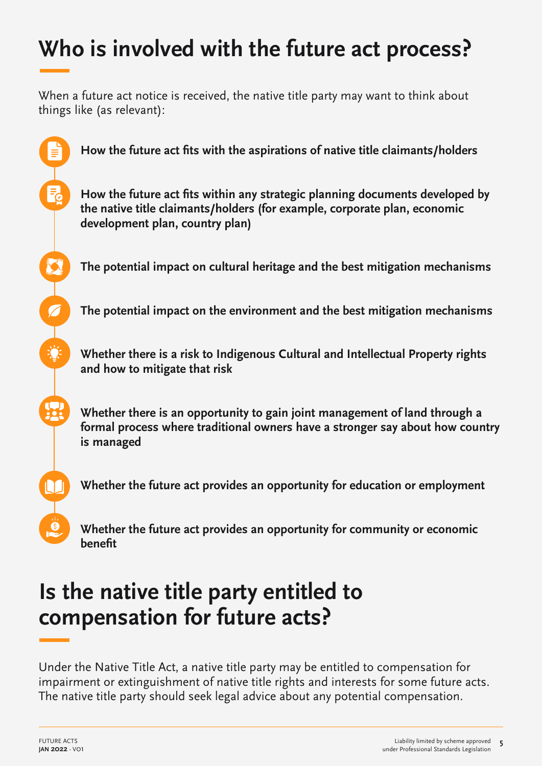# Who is involved with the future act process?

When a future act notice is received, the native title party may want to think about things like (as relevant):

- **How the future act fits with the aspirations of native title claimants/holders**
- **How the future act fits within any strategic planning documents developed by the native title claimants/holders (for example, corporate plan, economic development plan, country plan)**
- **The potential impact on cultural heritage and the best mitigation mechanisms**
- **The potential impact on the environment and the best mitigation mechanisms**
- **Whether there is a risk to Indigenous Cultural and Intellectual Property rights and how to mitigate that risk**
- **Whether there is an opportunity to gain joint management of land through a formal process where traditional owners have a stronger say about how country is managed**
- **Whether the future act provides an opportunity for education or employment**
- **Whether the future act provides an opportunity for community or economic benefit**

# Is the native title party entitled to compensation for future acts?

Under the Native Title Act, a native title party may be entitled to compensation for impairment or extinguishment of native title rights and interests for some future acts. The native title party should seek legal advice about any potential compensation.